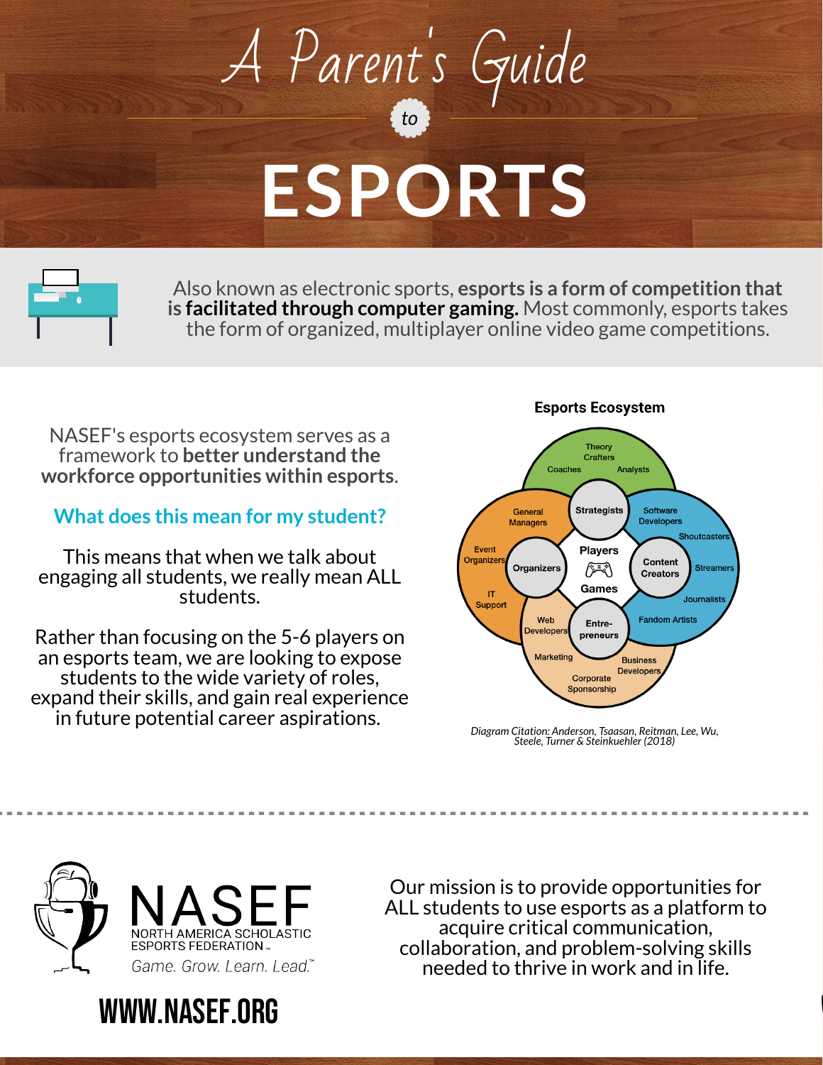# A Parent's Guide *to* ESPORTS

Also known as electronic sports, **esports is a form of competition that is facilitated through computer gaming.** Most commonly, esports takes the form of organized, multiplayer online video game competitions.

NASEF's esports ecosystem serves as a framework to **better understand the workforce opportunities within esports**.

## What does this mean for my student?

This means that when we talk about engaging all students, we really mean ALL students.

Rather than focusing on the 5-6 players on an esports team, we are looking to expose students to the wide variety of roles, expand their skills, and gain real experience in future potential career aspirations.

**Esports Ecosystem**

Theory Crafters, Coaches, Analysts, Strategists, General Managers, Software Developers, Shoutcasters, Event Organizers, Organizers, Players, Games, Content Creators, Streamers, Journalists, IT Support, Web Developers, Entre-preneurs, Fandom Artists, Marketing, Business Developers, Corporate Sponsorship

*Diagram Citation: Anderson, Tsaasan, Reitman, Lee, Wu, Steele, Turner & Steinkuehler (2018)*

NASEF
NORTH AMERICA SCHOLASTIC ESPORTS FEDERATION™
*Game. Grow. Learn. Lead.™*

Our mission is to provide opportunities for ALL students to use esports as a platform to acquire critical communication, collaboration, and problem-solving skills needed to thrive in work and in life.

**WWW.NASEF.ORG**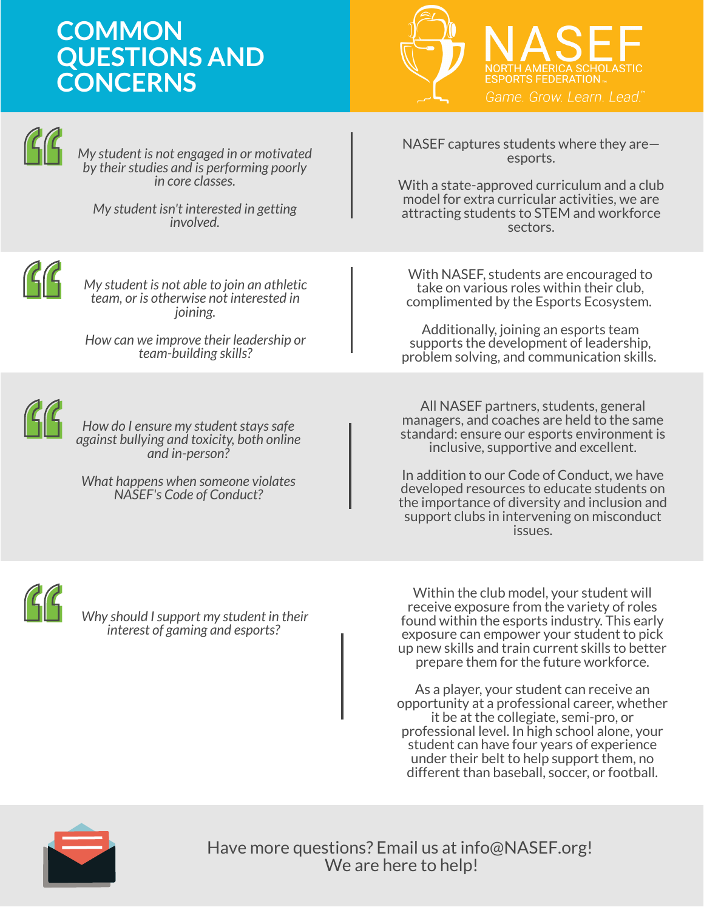# COMMON QUESTIONS AND CONCERNS

**NASEF**
NORTH AMERICA SCHOLASTIC ESPORTS FEDERATION™
*Game. Grow. Learn. Lead.*™

*My student is not engaged in or motivated by their studies and is performing poorly in core classes.*

*My student isn't interested in getting involved.*

NASEF captures students where they are—esports.

With a state-approved curriculum and a club model for extra curricular activities, we are attracting students to STEM and workforce sectors.

*My student is not able to join an athletic team, or is otherwise not interested in joining.*

*How can we improve their leadership or team-building skills?*

With NASEF, students are encouraged to take on various roles within their club, complimented by the Esports Ecosystem.

Additionally, joining an esports team supports the development of leadership, problem solving, and communication skills.

*How do I ensure my student stays safe against bullying and toxicity, both online and in-person?*

*What happens when someone violates NASEF's Code of Conduct?*

All NASEF partners, students, general managers, and coaches are held to the same standard: ensure our esports environment is inclusive, supportive and excellent.

In addition to our Code of Conduct, we have developed resources to educate students on the importance of diversity and inclusion and support clubs in intervening on misconduct issues.

*Why should I support my student in their interest of gaming and esports?*

Within the club model, your student will receive exposure from the variety of roles found within the esports industry. This early exposure can empower your student to pick up new skills and train current skills to better prepare them for the future workforce.

As a player, your student can receive an opportunity at a professional career, whether it be at the collegiate, semi-pro, or professional level. In high school alone, your student can have four years of experience under their belt to help support them, no different than baseball, soccer, or football.

Have more questions? Email us at info@NASEF.org!
We are here to help!